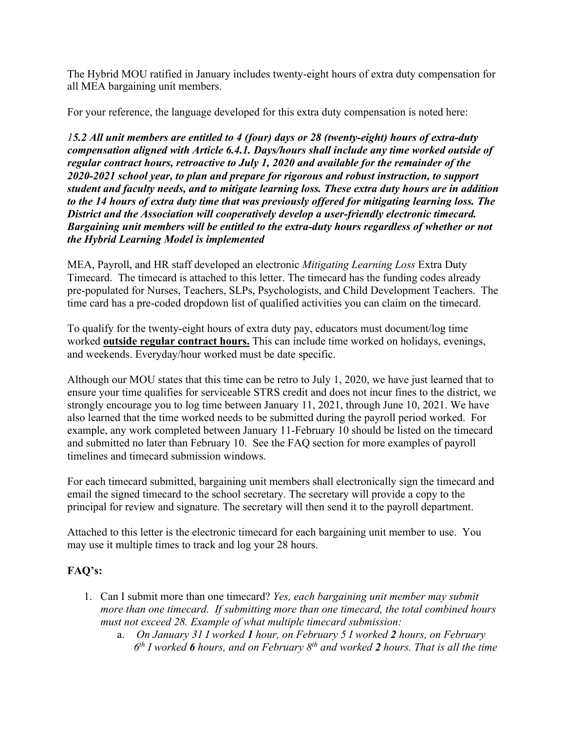The Hybrid MOU ratified in January includes twenty-eight hours of extra duty compensation for all MEA bargaining unit members.

For your reference, the language developed for this extra duty compensation is noted here:

***15.2 All unit members are entitled to 4 (four) days or 28 (twenty-eight) hours of extra-duty compensation aligned with Article 6.4.1. Days/hours shall include any time worked outside of regular contract hours, retroactive to July 1, 2020 and available for the remainder of the 2020-2021 school year, to plan and prepare for rigorous and robust instruction, to support student and faculty needs, and to mitigate learning loss. These extra duty hours are in addition to the 14 hours of extra duty time that was previously offered for mitigating learning loss. The District and the Association will cooperatively develop a user-friendly electronic timecard. Bargaining unit members will be entitled to the extra-duty hours regardless of whether or not the Hybrid Learning Model is implemented***

MEA, Payroll, and HR staff developed an electronic *Mitigating Learning Loss* Extra Duty Timecard. The timecard is attached to this letter. The timecard has the funding codes already pre-populated for Nurses, Teachers, SLPs, Psychologists, and Child Development Teachers. The time card has a pre-coded dropdown list of qualified activities you can claim on the timecard.

To qualify for the twenty-eight hours of extra duty pay, educators must document/log time worked **outside regular contract hours.** This can include time worked on holidays, evenings, and weekends. Everyday/hour worked must be date specific.

Although our MOU states that this time can be retro to July 1, 2020, we have just learned that to ensure your time qualifies for serviceable STRS credit and does not incur fines to the district, we strongly encourage you to log time between January 11, 2021, through June 10, 2021. We have also learned that the time worked needs to be submitted during the payroll period worked. For example, any work completed between January 11-February 10 should be listed on the timecard and submitted no later than February 10. See the FAQ section for more examples of payroll timelines and timecard submission windows.

For each timecard submitted, bargaining unit members shall electronically sign the timecard and email the signed timecard to the school secretary. The secretary will provide a copy to the principal for review and signature. The secretary will then send it to the payroll department.

Attached to this letter is the electronic timecard for each bargaining unit member to use. You may use it multiple times to track and log your 28 hours.

**FAQ's:**

1. Can I submit more than one timecard? *Yes, each bargaining unit member may submit more than one timecard. If submitting more than one timecard, the total combined hours must not exceed 28. Example of what multiple timecard submission:*
   a. *On January 31 I worked **1** hour, on February 5 I worked **2** hours, on February 6th I worked **6** hours, and on February 8th and worked **2** hours. That is all the time*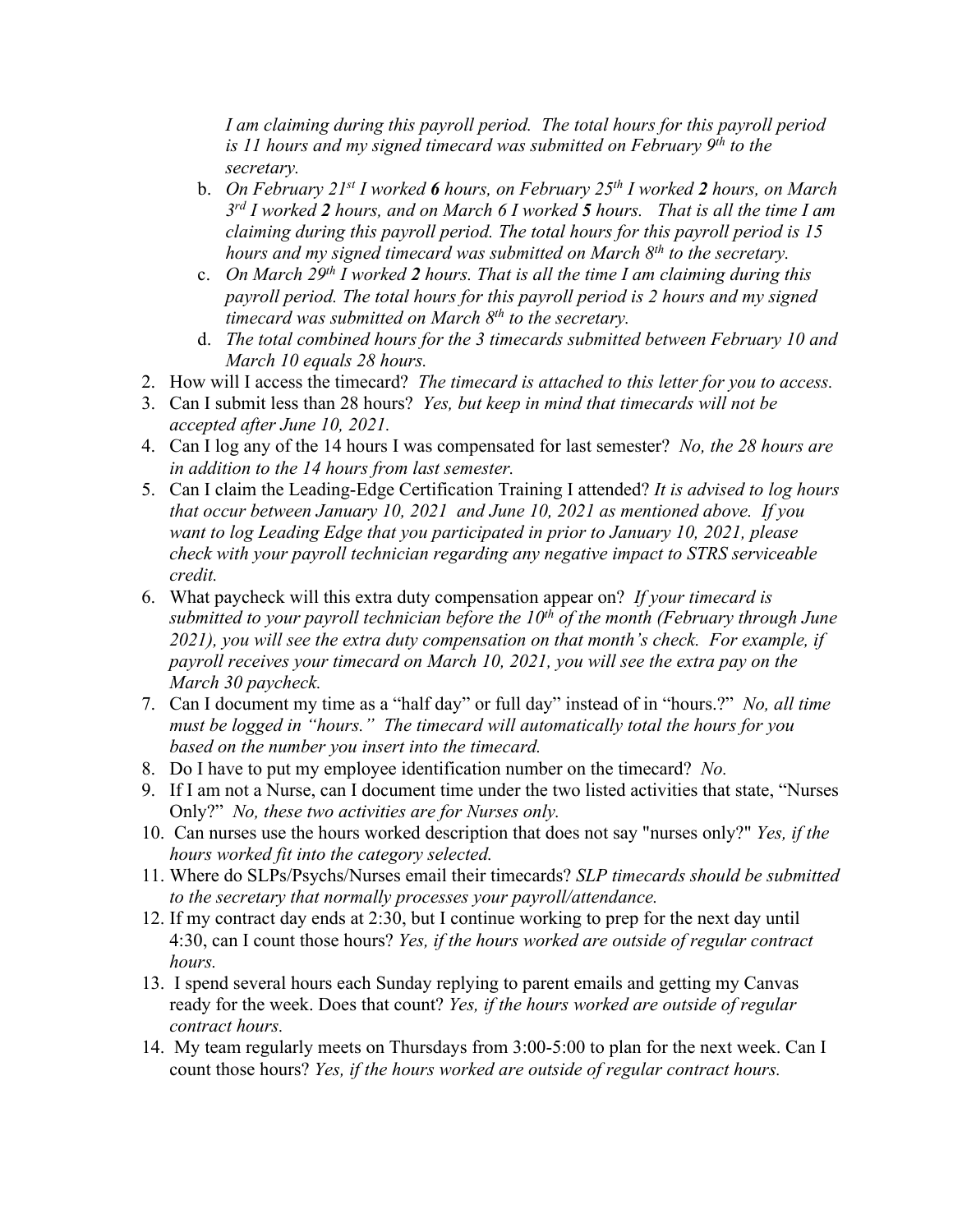*I am claiming during this payroll period. The total hours for this payroll period is 11 hours and my signed timecard was submitted on February 9th to the secretary.*

   b. *On February 21st I worked* ***6*** *hours, on February 25th I worked* ***2*** *hours, on March 3rd I worked* ***2*** *hours, and on March 6 I worked* ***5*** *hours. That is all the time I am claiming during this payroll period. The total hours for this payroll period is 15 hours and my signed timecard was submitted on March 8th to the secretary.*

   c. *On March 29th I worked* ***2*** *hours. That is all the time I am claiming during this payroll period. The total hours for this payroll period is 2 hours and my signed timecard was submitted on March 8th to the secretary.*

   d. *The total combined hours for the 3 timecards submitted between February 10 and March 10 equals 28 hours.*

2. How will I access the timecard? *The timecard is attached to this letter for you to access.*
3. Can I submit less than 28 hours? *Yes, but keep in mind that timecards will not be accepted after June 10, 2021.*
4. Can I log any of the 14 hours I was compensated for last semester? *No, the 28 hours are in addition to the 14 hours from last semester.*
5. Can I claim the Leading-Edge Certification Training I attended? *It is advised to log hours that occur between January 10, 2021 and June 10, 2021 as mentioned above. If you want to log Leading Edge that you participated in prior to January 10, 2021, please check with your payroll technician regarding any negative impact to STRS serviceable credit.*
6. What paycheck will this extra duty compensation appear on? *If your timecard is submitted to your payroll technician before the 10th of the month (February through June 2021), you will see the extra duty compensation on that month's check. For example, if payroll receives your timecard on March 10, 2021, you will see the extra pay on the March 30 paycheck.*
7. Can I document my time as a "half day" or full day" instead of in "hours.?" *No, all time must be logged in "hours." The timecard will automatically total the hours for you based on the number you insert into the timecard.*
8. Do I have to put my employee identification number on the timecard? *No.*
9. If I am not a Nurse, can I document time under the two listed activities that state, "Nurses Only?" *No, these two activities are for Nurses only.*
10. Can nurses use the hours worked description that does not say "nurses only?" *Yes, if the hours worked fit into the category selected.*
11. Where do SLPs/Psychs/Nurses email their timecards? *SLP timecards should be submitted to the secretary that normally processes your payroll/attendance.*
12. If my contract day ends at 2:30, but I continue working to prep for the next day until 4:30, can I count those hours? *Yes, if the hours worked are outside of regular contract hours.*
13. I spend several hours each Sunday replying to parent emails and getting my Canvas ready for the week. Does that count? *Yes, if the hours worked are outside of regular contract hours.*
14. My team regularly meets on Thursdays from 3:00-5:00 to plan for the next week. Can I count those hours? *Yes, if the hours worked are outside of regular contract hours.*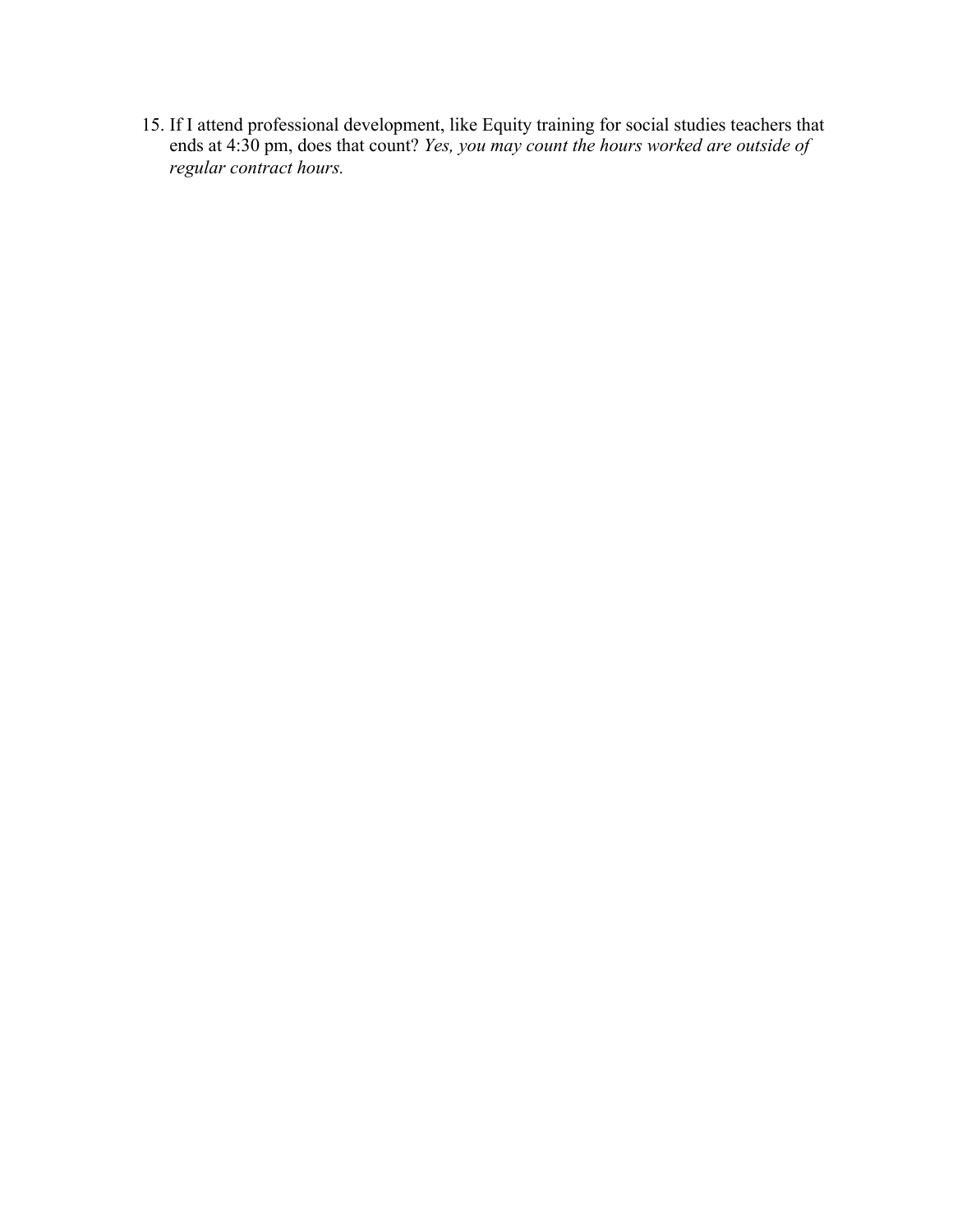15. If I attend professional development, like Equity training for social studies teachers that ends at 4:30 pm, does that count? *Yes, you may count the hours worked are outside of regular contract hours.*